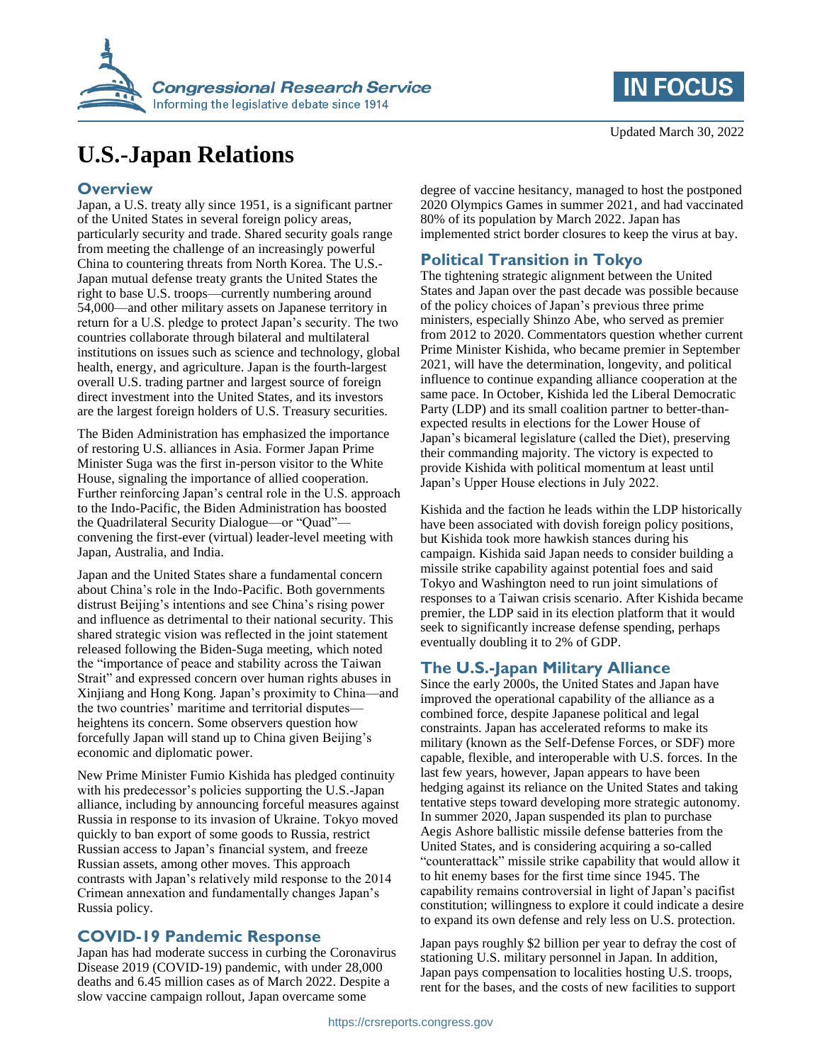Updated March 30, 2022

# U.S.-Japan Relations

## Overview

Japan, a U.S. treaty ally since 1951, is a significant partner of the United States in several foreign policy areas, particularly security and trade. Shared security goals range from meeting the challenge of an increasingly powerful China to countering threats from North Korea. The U.S.-Japan mutual defense treaty grants the United States the right to base U.S. troops—currently numbering around 54,000—and other military assets on Japanese territory in return for a U.S. pledge to protect Japan's security. The two countries collaborate through bilateral and multilateral institutions on issues such as science and technology, global health, energy, and agriculture. Japan is the fourth-largest overall U.S. trading partner and largest source of foreign direct investment into the United States, and its investors are the largest foreign holders of U.S. Treasury securities.

The Biden Administration has emphasized the importance of restoring U.S. alliances in Asia. Former Japan Prime Minister Suga was the first in-person visitor to the White House, signaling the importance of allied cooperation. Further reinforcing Japan's central role in the U.S. approach to the Indo-Pacific, the Biden Administration has boosted the Quadrilateral Security Dialogue—or "Quad"—convening the first-ever (virtual) leader-level meeting with Japan, Australia, and India.

Japan and the United States share a fundamental concern about China's role in the Indo-Pacific. Both governments distrust Beijing's intentions and see China's rising power and influence as detrimental to their national security. This shared strategic vision was reflected in the joint statement released following the Biden-Suga meeting, which noted the "importance of peace and stability across the Taiwan Strait" and expressed concern over human rights abuses in Xinjiang and Hong Kong. Japan's proximity to China—and the two countries' maritime and territorial disputes—heightens its concern. Some observers question how forcefully Japan will stand up to China given Beijing's economic and diplomatic power.

New Prime Minister Fumio Kishida has pledged continuity with his predecessor's policies supporting the U.S.-Japan alliance, including by announcing forceful measures against Russia in response to its invasion of Ukraine. Tokyo moved quickly to ban export of some goods to Russia, restrict Russian access to Japan's financial system, and freeze Russian assets, among other moves. This approach contrasts with Japan's relatively mild response to the 2014 Crimean annexation and fundamentally changes Japan's Russia policy.

## COVID-19 Pandemic Response

Japan has had moderate success in curbing the Coronavirus Disease 2019 (COVID-19) pandemic, with under 28,000 deaths and 6.45 million cases as of March 2022. Despite a slow vaccine campaign rollout, Japan overcame some degree of vaccine hesitancy, managed to host the postponed 2020 Olympics Games in summer 2021, and had vaccinated 80% of its population by March 2022. Japan has implemented strict border closures to keep the virus at bay.

## Political Transition in Tokyo

The tightening strategic alignment between the United States and Japan over the past decade was possible because of the policy choices of Japan's previous three prime ministers, especially Shinzo Abe, who served as premier from 2012 to 2020. Commentators question whether current Prime Minister Kishida, who became premier in September 2021, will have the determination, longevity, and political influence to continue expanding alliance cooperation at the same pace. In October, Kishida led the Liberal Democratic Party (LDP) and its small coalition partner to better-than-expected results in elections for the Lower House of Japan's bicameral legislature (called the Diet), preserving their commanding majority. The victory is expected to provide Kishida with political momentum at least until Japan's Upper House elections in July 2022.

Kishida and the faction he leads within the LDP historically have been associated with dovish foreign policy positions, but Kishida took more hawkish stances during his campaign. Kishida said Japan needs to consider building a missile strike capability against potential foes and said Tokyo and Washington need to run joint simulations of responses to a Taiwan crisis scenario. After Kishida became premier, the LDP said in its election platform that it would seek to significantly increase defense spending, perhaps eventually doubling it to 2% of GDP.

## The U.S.-Japan Military Alliance

Since the early 2000s, the United States and Japan have improved the operational capability of the alliance as a combined force, despite Japanese political and legal constraints. Japan has accelerated reforms to make its military (known as the Self-Defense Forces, or SDF) more capable, flexible, and interoperable with U.S. forces. In the last few years, however, Japan appears to have been hedging against its reliance on the United States and taking tentative steps toward developing more strategic autonomy. In summer 2020, Japan suspended its plan to purchase Aegis Ashore ballistic missile defense batteries from the United States, and is considering acquiring a so-called "counterattack" missile strike capability that would allow it to hit enemy bases for the first time since 1945. The capability remains controversial in light of Japan's pacifist constitution; willingness to explore it could indicate a desire to expand its own defense and rely less on U.S. protection.

Japan pays roughly $2 billion per year to defray the cost of stationing U.S. military personnel in Japan. In addition, Japan pays compensation to localities hosting U.S. troops, rent for the bases, and the costs of new facilities to support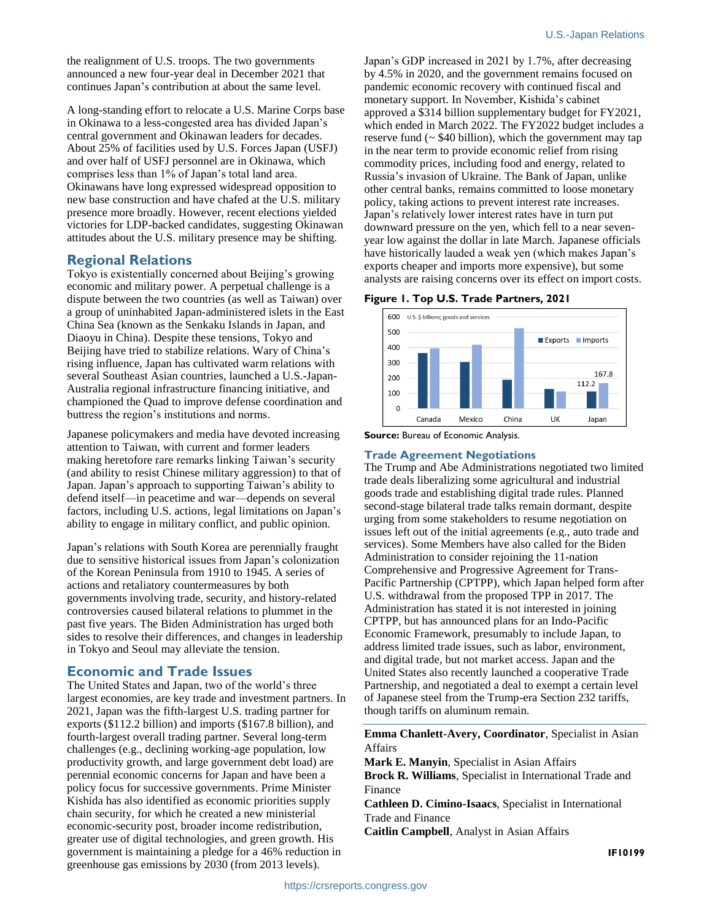the realignment of U.S. troops. The two governments announced a new four-year deal in December 2021 that continues Japan's contribution at about the same level.

A long-standing effort to relocate a U.S. Marine Corps base in Okinawa to a less-congested area has divided Japan's central government and Okinawan leaders for decades. About 25% of facilities used by U.S. Forces Japan (USFJ) and over half of USFJ personnel are in Okinawa, which comprises less than 1% of Japan's total land area. Okinawans have long expressed widespread opposition to new base construction and have chafed at the U.S. military presence more broadly. However, recent elections yielded victories for LDP-backed candidates, suggesting Okinawan attitudes about the U.S. military presence may be shifting.

## Regional Relations

Tokyo is existentially concerned about Beijing's growing economic and military power. A perpetual challenge is a dispute between the two countries (as well as Taiwan) over a group of uninhabited Japan-administered islets in the East China Sea (known as the Senkaku Islands in Japan, and Diaoyu in China). Despite these tensions, Tokyo and Beijing have tried to stabilize relations. Wary of China's rising influence, Japan has cultivated warm relations with several Southeast Asian countries, launched a U.S.-Japan-Australia regional infrastructure financing initiative, and championed the Quad to improve defense coordination and buttress the region's institutions and norms.

Japanese policymakers and media have devoted increasing attention to Taiwan, with current and former leaders making heretofore rare remarks linking Taiwan's security (and ability to resist Chinese military aggression) to that of Japan. Japan's approach to supporting Taiwan's ability to defend itself—in peacetime and war—depends on several factors, including U.S. actions, legal limitations on Japan's ability to engage in military conflict, and public opinion.

Japan's relations with South Korea are perennially fraught due to sensitive historical issues from Japan's colonization of the Korean Peninsula from 1910 to 1945. A series of actions and retaliatory countermeasures by both governments involving trade, security, and history-related controversies caused bilateral relations to plummet in the past five years. The Biden Administration has urged both sides to resolve their differences, and changes in leadership in Tokyo and Seoul may alleviate the tension.

## Economic and Trade Issues

The United States and Japan, two of the world's three largest economies, are key trade and investment partners. In 2021, Japan was the fifth-largest U.S. trading partner for exports ($112.2 billion) and imports ($167.8 billion), and fourth-largest overall trading partner. Several long-term challenges (e.g., declining working-age population, low productivity growth, and large government debt load) are perennial economic concerns for Japan and have been a policy focus for successive governments. Prime Minister Kishida has also identified as economic priorities supply chain security, for which he created a new ministerial economic-security post, broader income redistribution, greater use of digital technologies, and green growth. His government is maintaining a pledge for a 46% reduction in greenhouse gas emissions by 2030 (from 2013 levels).

Japan's GDP increased in 2021 by 1.7%, after decreasing by 4.5% in 2020, and the government remains focused on pandemic economic recovery with continued fiscal and monetary support. In November, Kishida's cabinet approved a $314 billion supplementary budget for FY2021, which ended in March 2022. The FY2022 budget includes a reserve fund (~ $40 billion), which the government may tap in the near term to provide economic relief from rising commodity prices, including food and energy, related to Russia's invasion of Ukraine. The Bank of Japan, unlike other central banks, remains committed to loose monetary policy, taking actions to prevent interest rate increases. Japan's relatively lower interest rates have in turn put downward pressure on the yen, which fell to a near seven-year low against the dollar in late March. Japanese officials have historically lauded a weak yen (which makes Japan's exports cheaper and imports more expensive), but some analysts are raising concerns over its effect on import costs.

**Figure 1. Top U.S. Trade Partners, 2021**

U.S. $ billions; goods and services

| | Exports | Imports |
|---|---|---|
| Canada | | |
| Mexico | | |
| China | | |
| UK | | |
| Japan | 112.2 | 167.8 |

**Source:** Bureau of Economic Analysis.

### Trade Agreement Negotiations

The Trump and Abe Administrations negotiated two limited trade deals liberalizing some agricultural and industrial goods trade and establishing digital trade rules. Planned second-stage bilateral trade talks remain dormant, despite urging from some stakeholders to resume negotiation on issues left out of the initial agreements (e.g., auto trade and services). Some Members have also called for the Biden Administration to consider rejoining the 11-nation Comprehensive and Progressive Agreement for Trans-Pacific Partnership (CPTPP), which Japan helped form after U.S. withdrawal from the proposed TPP in 2017. The Administration has stated it is not interested in joining CPTPP, but has announced plans for an Indo-Pacific Economic Framework, presumably to include Japan, to address limited trade issues, such as labor, environment, and digital trade, but not market access. Japan and the United States also recently launched a cooperative Trade Partnership, and negotiated a deal to exempt a certain level of Japanese steel from the Trump-era Section 232 tariffs, though tariffs on aluminum remain.

---

**Emma Chanlett-Avery, Coordinator**, Specialist in Asian Affairs
**Mark E. Manyin**, Specialist in Asian Affairs
**Brock R. Williams**, Specialist in International Trade and Finance
**Cathleen D. Cimino-Isaacs**, Specialist in International Trade and Finance
**Caitlin Campbell**, Analyst in Asian Affairs

**IF10199**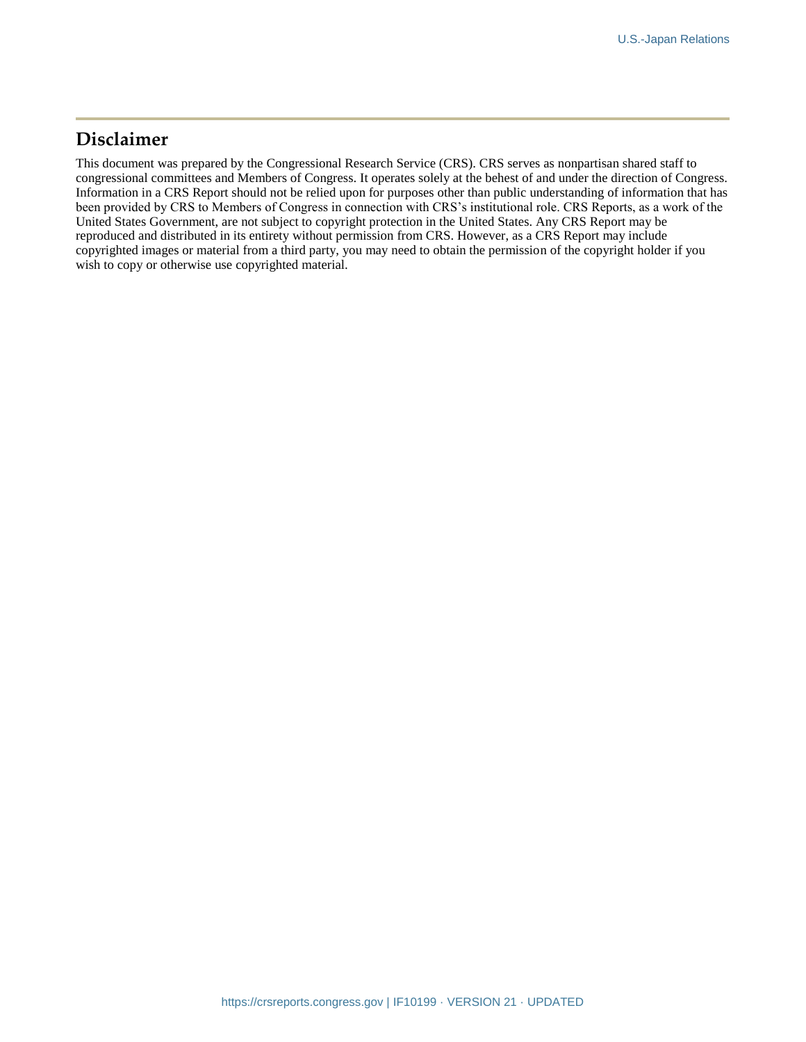## Disclaimer

This document was prepared by the Congressional Research Service (CRS). CRS serves as nonpartisan shared staff to congressional committees and Members of Congress. It operates solely at the behest of and under the direction of Congress. Information in a CRS Report should not be relied upon for purposes other than public understanding of information that has been provided by CRS to Members of Congress in connection with CRS's institutional role. CRS Reports, as a work of the United States Government, are not subject to copyright protection in the United States. Any CRS Report may be reproduced and distributed in its entirety without permission from CRS. However, as a CRS Report may include copyrighted images or material from a third party, you may need to obtain the permission of the copyright holder if you wish to copy or otherwise use copyrighted material.